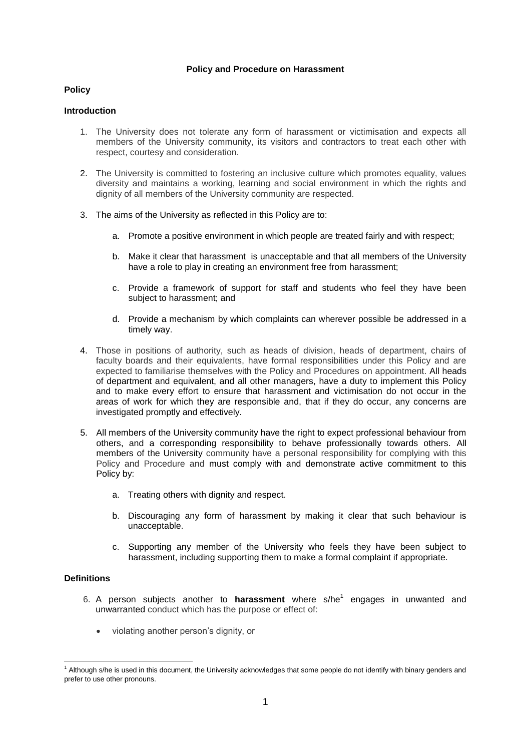# Policy and Procedure on Harassment

## Policy

### Introduction

1. The University does not tolerate any form of harassment or victimisation and expects all members of the University community, its visitors and contractors to treat each other with respect, courtesy and consideration.

2. The University is committed to fostering an inclusive culture which promotes equality, values diversity and maintains a working, learning and social environment in which the rights and dignity of all members of the University community are respected.

3. The aims of the University as reflected in this Policy are to:

    a. Promote a positive environment in which people are treated fairly and with respect;

    b. Make it clear that harassment is unacceptable and that all members of the University have a role to play in creating an environment free from harassment;

    c. Provide a framework of support for staff and students who feel they have been subject to harassment; and

    d. Provide a mechanism by which complaints can wherever possible be addressed in a timely way.

4. Those in positions of authority, such as heads of division, heads of department, chairs of faculty boards and their equivalents, have formal responsibilities under this Policy and are expected to familiarise themselves with the Policy and Procedures on appointment. All heads of department and equivalent, and all other managers, have a duty to implement this Policy and to make every effort to ensure that harassment and victimisation do not occur in the areas of work for which they are responsible and, that if they do occur, any concerns are investigated promptly and effectively.

5. All members of the University community have the right to expect professional behaviour from others, and a corresponding responsibility to behave professionally towards others. All members of the University community have a personal responsibility for complying with this Policy and Procedure and must comply with and demonstrate active commitment to this Policy by:

    a. Treating others with dignity and respect.

    b. Discouraging any form of harassment by making it clear that such behaviour is unacceptable.

    c. Supporting any member of the University who feels they have been subject to harassment, including supporting them to make a formal complaint if appropriate.

### Definitions

6. A person subjects another to **harassment** where s/he[1] engages in unwanted and unwarranted conduct which has the purpose or effect of:

    - violating another person's dignity, or

[1] Although s/he is used in this document, the University acknowledges that some people do not identify with binary genders and prefer to use other pronouns.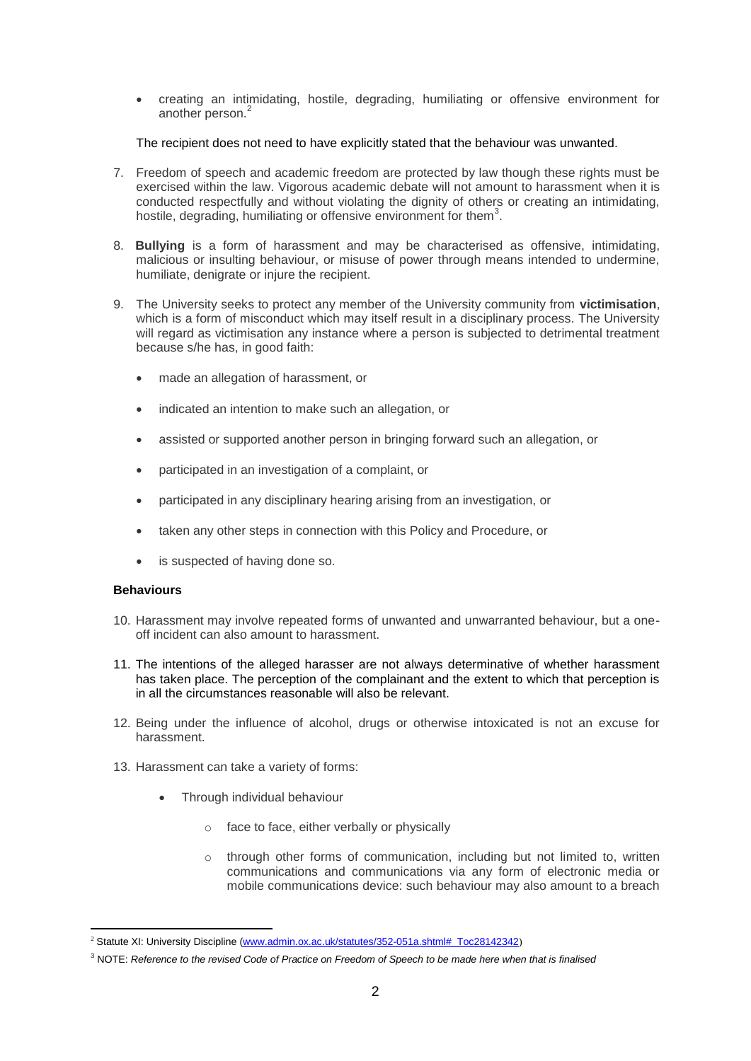- creating an intimidating, hostile, degrading, humiliating or offensive environment for another person.[2]

The recipient does not need to have explicitly stated that the behaviour was unwanted.

7. Freedom of speech and academic freedom are protected by law though these rights must be exercised within the law. Vigorous academic debate will not amount to harassment when it is conducted respectfully and without violating the dignity of others or creating an intimidating, hostile, degrading, humiliating or offensive environment for them[3].

8. **Bullying** is a form of harassment and may be characterised as offensive, intimidating, malicious or insulting behaviour, or misuse of power through means intended to undermine, humiliate, denigrate or injure the recipient.

9. The University seeks to protect any member of the University community from **victimisation**, which is a form of misconduct which may itself result in a disciplinary process. The University will regard as victimisation any instance where a person is subjected to detrimental treatment because s/he has, in good faith:

   - made an allegation of harassment, or
   - indicated an intention to make such an allegation, or
   - assisted or supported another person in bringing forward such an allegation, or
   - participated in an investigation of a complaint, or
   - participated in any disciplinary hearing arising from an investigation, or
   - taken any other steps in connection with this Policy and Procedure, or
   - is suspected of having done so.

**Behaviours**

10. Harassment may involve repeated forms of unwanted and unwarranted behaviour, but a one-off incident can also amount to harassment.

11. The intentions of the alleged harasser are not always determinative of whether harassment has taken place. The perception of the complainant and the extent to which that perception is in all the circumstances reasonable will also be relevant.

12. Being under the influence of alcohol, drugs or otherwise intoxicated is not an excuse for harassment.

13. Harassment can take a variety of forms:

   - Through individual behaviour
     - face to face, either verbally or physically
     - through other forms of communication, including but not limited to, written communications and communications via any form of electronic media or mobile communications device: such behaviour may also amount to a breach

---

[2] Statute XI: University Discipline (www.admin.ox.ac.uk/statutes/352-051a.shtml#_Toc28142342)

[3] NOTE: *Reference to the revised Code of Practice on Freedom of Speech to be made here when that is finalised*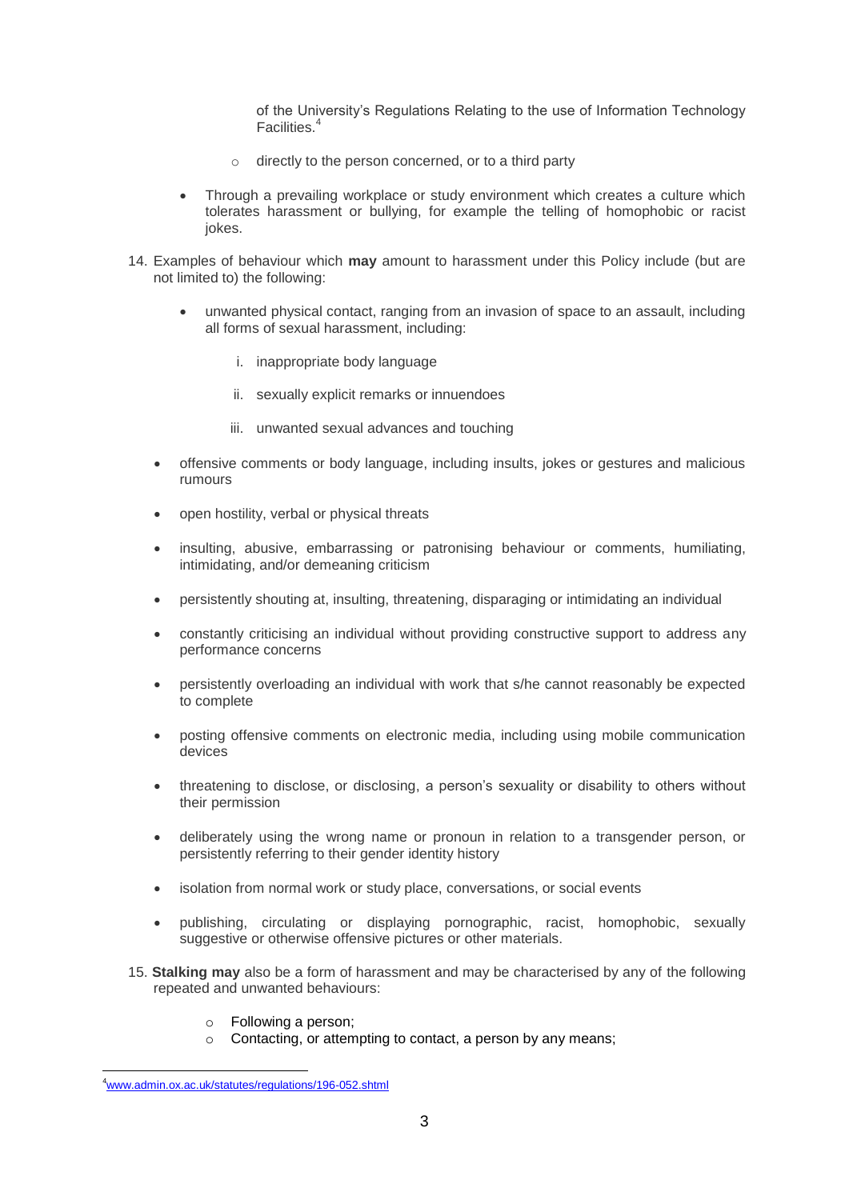of the University's Regulations Relating to the use of Information Technology Facilities.[4]

  - directly to the person concerned, or to a third party

- Through a prevailing workplace or study environment which creates a culture which tolerates harassment or bullying, for example the telling of homophobic or racist jokes.

14. Examples of behaviour which **may** amount to harassment under this Policy include (but are not limited to) the following:

    - unwanted physical contact, ranging from an invasion of space to an assault, including all forms of sexual harassment, including:

        i. inappropriate body language

        ii. sexually explicit remarks or innuendoes

        iii. unwanted sexual advances and touching

    - offensive comments or body language, including insults, jokes or gestures and malicious rumours
    - open hostility, verbal or physical threats
    - insulting, abusive, embarrassing or patronising behaviour or comments, humiliating, intimidating, and/or demeaning criticism
    - persistently shouting at, insulting, threatening, disparaging or intimidating an individual
    - constantly criticising an individual without providing constructive support to address any performance concerns
    - persistently overloading an individual with work that s/he cannot reasonably be expected to complete
    - posting offensive comments on electronic media, including using mobile communication devices
    - threatening to disclose, or disclosing, a person's sexuality or disability to others without their permission
    - deliberately using the wrong name or pronoun in relation to a transgender person, or persistently referring to their gender identity history
    - isolation from normal work or study place, conversations, or social events
    - publishing, circulating or displaying pornographic, racist, homophobic, sexually suggestive or otherwise offensive pictures or other materials.

15. **Stalking may** also be a form of harassment and may be characterised by any of the following repeated and unwanted behaviours:

    - Following a person;
    - Contacting, or attempting to contact, a person by any means;

---

[4] www.admin.ox.ac.uk/statutes/regulations/196-052.shtml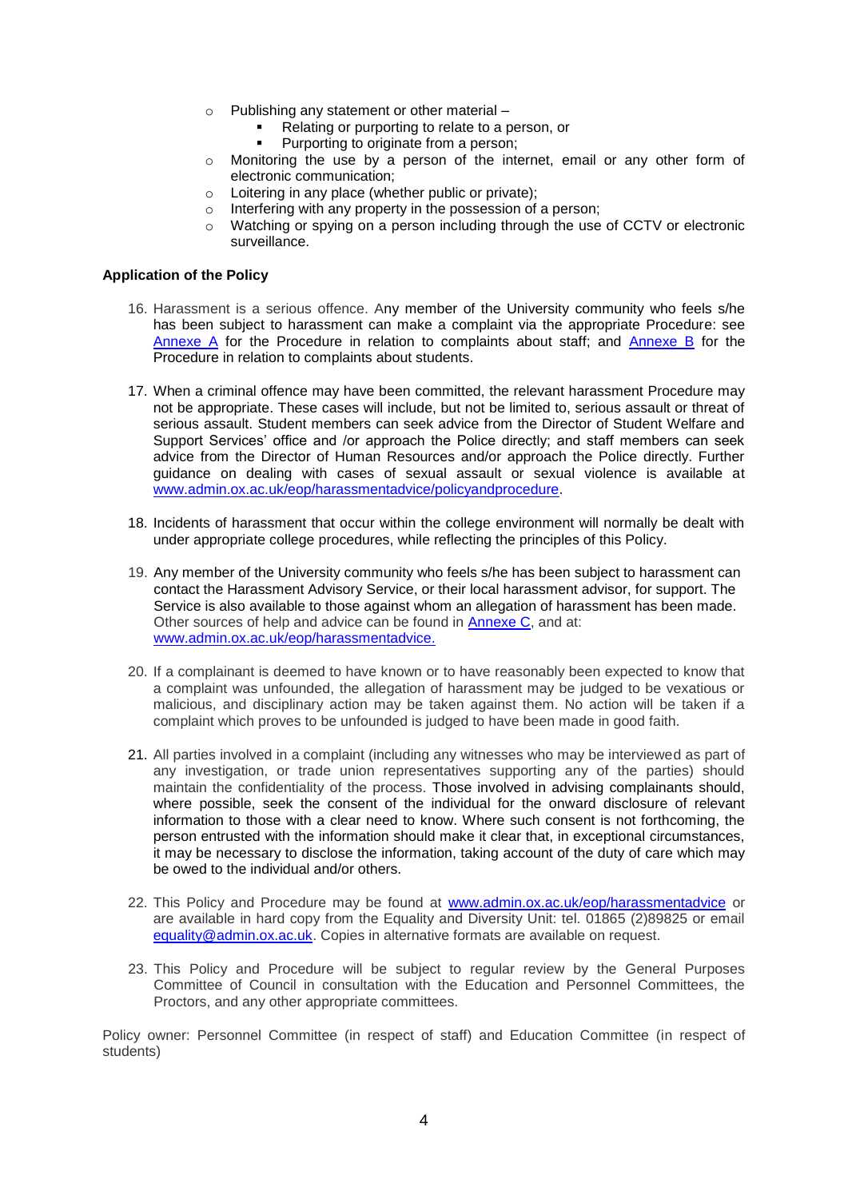- Publishing any statement or other material –
    - Relating or purporting to relate to a person, or
    - Purporting to originate from a person;
- Monitoring the use by a person of the internet, email or any other form of electronic communication;
- Loitering in any place (whether public or private);
- Interfering with any property in the possession of a person;
- Watching or spying on a person including through the use of CCTV or electronic surveillance.

**Application of the Policy**

16. Harassment is a serious offence. Any member of the University community who feels s/he has been subject to harassment can make a complaint via the appropriate Procedure: see [Annexe A](#) for the Procedure in relation to complaints about staff; and [Annexe B](#) for the Procedure in relation to complaints about students.

17. When a criminal offence may have been committed, the relevant harassment Procedure may not be appropriate. These cases will include, but not be limited to, serious assault or threat of serious assault. Student members can seek advice from the Director of Student Welfare and Support Services' office and /or approach the Police directly; and staff members can seek advice from the Director of Human Resources and/or approach the Police directly. Further guidance on dealing with cases of sexual assault or sexual violence is available at [www.admin.ox.ac.uk/eop/harassmentadvice/policyandprocedure](www.admin.ox.ac.uk/eop/harassmentadvice/policyandprocedure).

18. Incidents of harassment that occur within the college environment will normally be dealt with under appropriate college procedures, while reflecting the principles of this Policy.

19. Any member of the University community who feels s/he has been subject to harassment can contact the Harassment Advisory Service, or their local harassment advisor, for support. The Service is also available to those against whom an allegation of harassment has been made. Other sources of help and advice can be found in [Annexe C](#), and at: [www.admin.ox.ac.uk/eop/harassmentadvice.](www.admin.ox.ac.uk/eop/harassmentadvice)

20. If a complainant is deemed to have known or to have reasonably been expected to know that a complaint was unfounded, the allegation of harassment may be judged to be vexatious or malicious, and disciplinary action may be taken against them. No action will be taken if a complaint which proves to be unfounded is judged to have been made in good faith.

21. All parties involved in a complaint (including any witnesses who may be interviewed as part of any investigation, or trade union representatives supporting any of the parties) should maintain the confidentiality of the process. Those involved in advising complainants should, where possible, seek the consent of the individual for the onward disclosure of relevant information to those with a clear need to know. Where such consent is not forthcoming, the person entrusted with the information should make it clear that, in exceptional circumstances, it may be necessary to disclose the information, taking account of the duty of care which may be owed to the individual and/or others.

22. This Policy and Procedure may be found at [www.admin.ox.ac.uk/eop/harassmentadvice](www.admin.ox.ac.uk/eop/harassmentadvice) or are available in hard copy from the Equality and Diversity Unit: tel. 01865 (2)89825 or email [equality@admin.ox.ac.uk](mailto:equality@admin.ox.ac.uk). Copies in alternative formats are available on request.

23. This Policy and Procedure will be subject to regular review by the General Purposes Committee of Council in consultation with the Education and Personnel Committees, the Proctors, and any other appropriate committees.

Policy owner: Personnel Committee (in respect of staff) and Education Committee (in respect of students)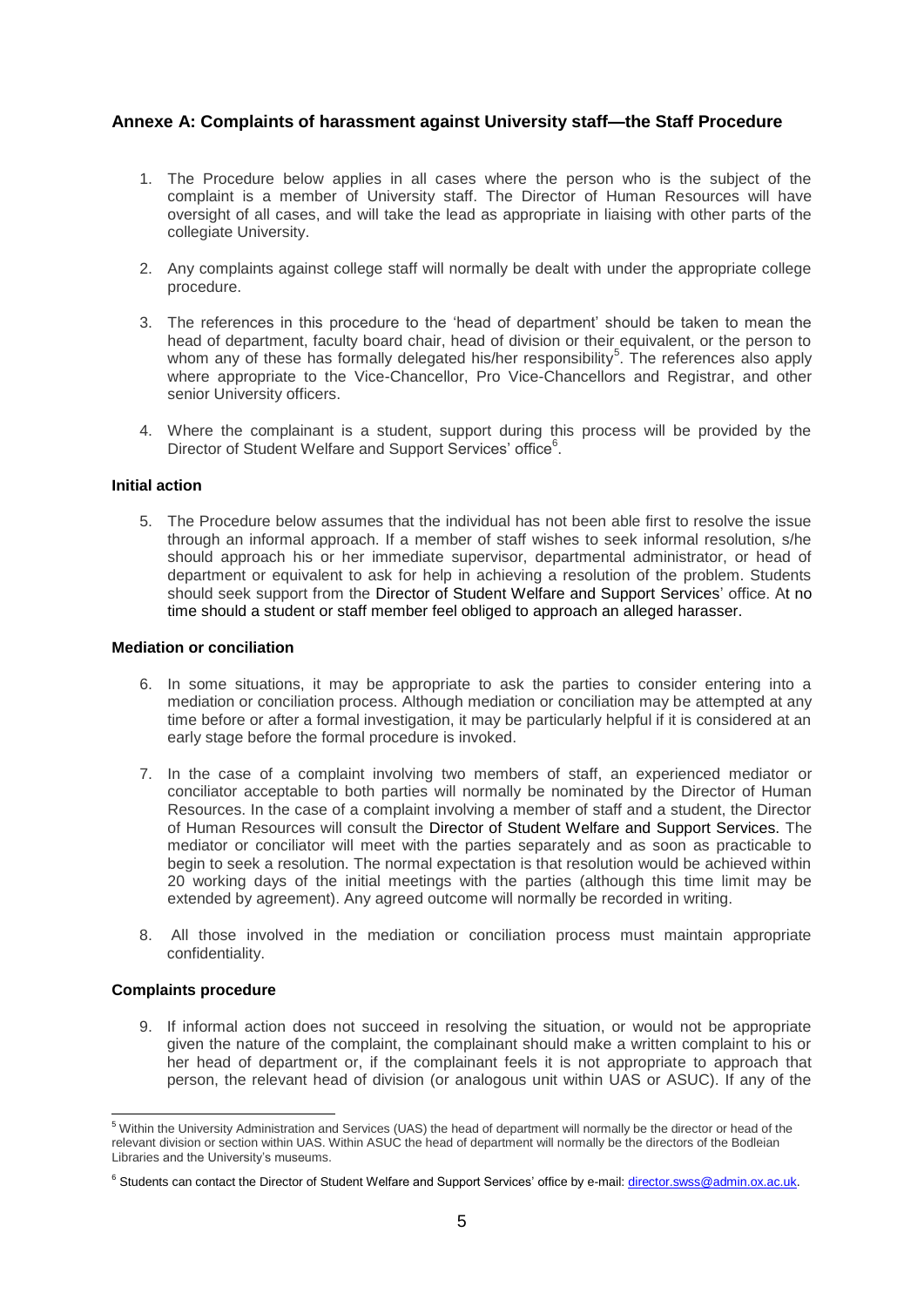## Annexe A: Complaints of harassment against University staff—the Staff Procedure

1. The Procedure below applies in all cases where the person who is the subject of the complaint is a member of University staff. The Director of Human Resources will have oversight of all cases, and will take the lead as appropriate in liaising with other parts of the collegiate University.

2. Any complaints against college staff will normally be dealt with under the appropriate college procedure.

3. The references in this procedure to the 'head of department' should be taken to mean the head of department, faculty board chair, head of division or their equivalent, or the person to whom any of these has formally delegated his/her responsibility[5]. The references also apply where appropriate to the Vice-Chancellor, Pro Vice-Chancellors and Registrar, and other senior University officers.

4. Where the complainant is a student, support during this process will be provided by the Director of Student Welfare and Support Services' office[6].

### Initial action

5. The Procedure below assumes that the individual has not been able first to resolve the issue through an informal approach. If a member of staff wishes to seek informal resolution, s/he should approach his or her immediate supervisor, departmental administrator, or head of department or equivalent to ask for help in achieving a resolution of the problem. Students should seek support from the Director of Student Welfare and Support Services' office. At no time should a student or staff member feel obliged to approach an alleged harasser.

### Mediation or conciliation

6. In some situations, it may be appropriate to ask the parties to consider entering into a mediation or conciliation process. Although mediation or conciliation may be attempted at any time before or after a formal investigation, it may be particularly helpful if it is considered at an early stage before the formal procedure is invoked.

7. In the case of a complaint involving two members of staff, an experienced mediator or conciliator acceptable to both parties will normally be nominated by the Director of Human Resources. In the case of a complaint involving a member of staff and a student, the Director of Human Resources will consult the Director of Student Welfare and Support Services. The mediator or conciliator will meet with the parties separately and as soon as practicable to begin to seek a resolution. The normal expectation is that resolution would be achieved within 20 working days of the initial meetings with the parties (although this time limit may be extended by agreement). Any agreed outcome will normally be recorded in writing.

8. All those involved in the mediation or conciliation process must maintain appropriate confidentiality.

### Complaints procedure

9. If informal action does not succeed in resolving the situation, or would not be appropriate given the nature of the complaint, the complainant should make a written complaint to his or her head of department or, if the complainant feels it is not appropriate to approach that person, the relevant head of division (or analogous unit within UAS or ASUC). If any of the

---

[5] Within the University Administration and Services (UAS) the head of department will normally be the director or head of the relevant division or section within UAS. Within ASUC the head of department will normally be the directors of the Bodleian Libraries and the University's museums.

[6] Students can contact the Director of Student Welfare and Support Services' office by e-mail: director.swss@admin.ox.ac.uk.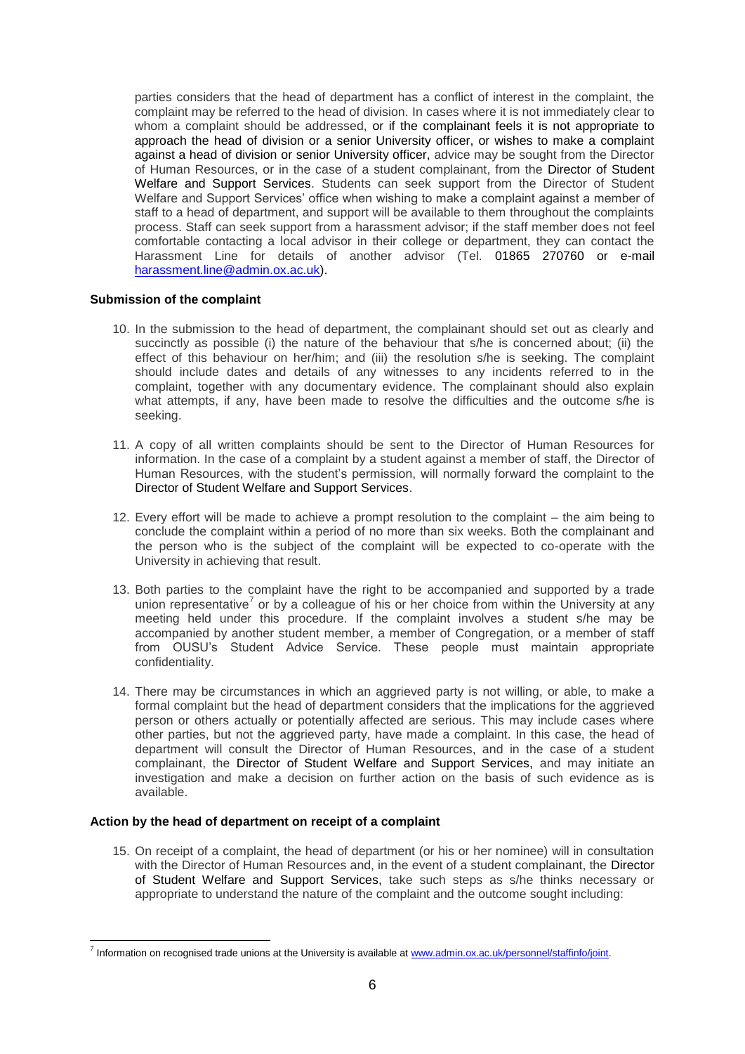parties considers that the head of department has a conflict of interest in the complaint, the complaint may be referred to the head of division. In cases where it is not immediately clear to whom a complaint should be addressed, or if the complainant feels it is not appropriate to approach the head of division or a senior University officer, or wishes to make a complaint against a head of division or senior University officer, advice may be sought from the Director of Human Resources, or in the case of a student complainant, from the Director of Student Welfare and Support Services. Students can seek support from the Director of Student Welfare and Support Services' office when wishing to make a complaint against a member of staff to a head of department, and support will be available to them throughout the complaints process. Staff can seek support from a harassment advisor; if the staff member does not feel comfortable contacting a local advisor in their college or department, they can contact the Harassment Line for details of another advisor (Tel. 01865 270760 or e-mail harassment.line@admin.ox.ac.uk).

**Submission of the complaint**

10. In the submission to the head of department, the complainant should set out as clearly and succinctly as possible (i) the nature of the behaviour that s/he is concerned about; (ii) the effect of this behaviour on her/him; and (iii) the resolution s/he is seeking. The complaint should include dates and details of any witnesses to any incidents referred to in the complaint, together with any documentary evidence. The complainant should also explain what attempts, if any, have been made to resolve the difficulties and the outcome s/he is seeking.

11. A copy of all written complaints should be sent to the Director of Human Resources for information. In the case of a complaint by a student against a member of staff, the Director of Human Resources, with the student's permission, will normally forward the complaint to the Director of Student Welfare and Support Services.

12. Every effort will be made to achieve a prompt resolution to the complaint – the aim being to conclude the complaint within a period of no more than six weeks. Both the complainant and the person who is the subject of the complaint will be expected to co-operate with the University in achieving that result.

13. Both parties to the complaint have the right to be accompanied and supported by a trade union representative[7] or by a colleague of his or her choice from within the University at any meeting held under this procedure. If the complaint involves a student s/he may be accompanied by another student member, a member of Congregation, or a member of staff from OUSU's Student Advice Service. These people must maintain appropriate confidentiality.

14. There may be circumstances in which an aggrieved party is not willing, or able, to make a formal complaint but the head of department considers that the implications for the aggrieved person or others actually or potentially affected are serious. This may include cases where other parties, but not the aggrieved party, have made a complaint. In this case, the head of department will consult the Director of Human Resources, and in the case of a student complainant, the Director of Student Welfare and Support Services, and may initiate an investigation and make a decision on further action on the basis of such evidence as is available.

**Action by the head of department on receipt of a complaint**

15. On receipt of a complaint, the head of department (or his or her nominee) will in consultation with the Director of Human Resources and, in the event of a student complainant, the Director of Student Welfare and Support Services, take such steps as s/he thinks necessary or appropriate to understand the nature of the complaint and the outcome sought including:

---

[7] Information on recognised trade unions at the University is available at www.admin.ox.ac.uk/personnel/staffinfo/joint.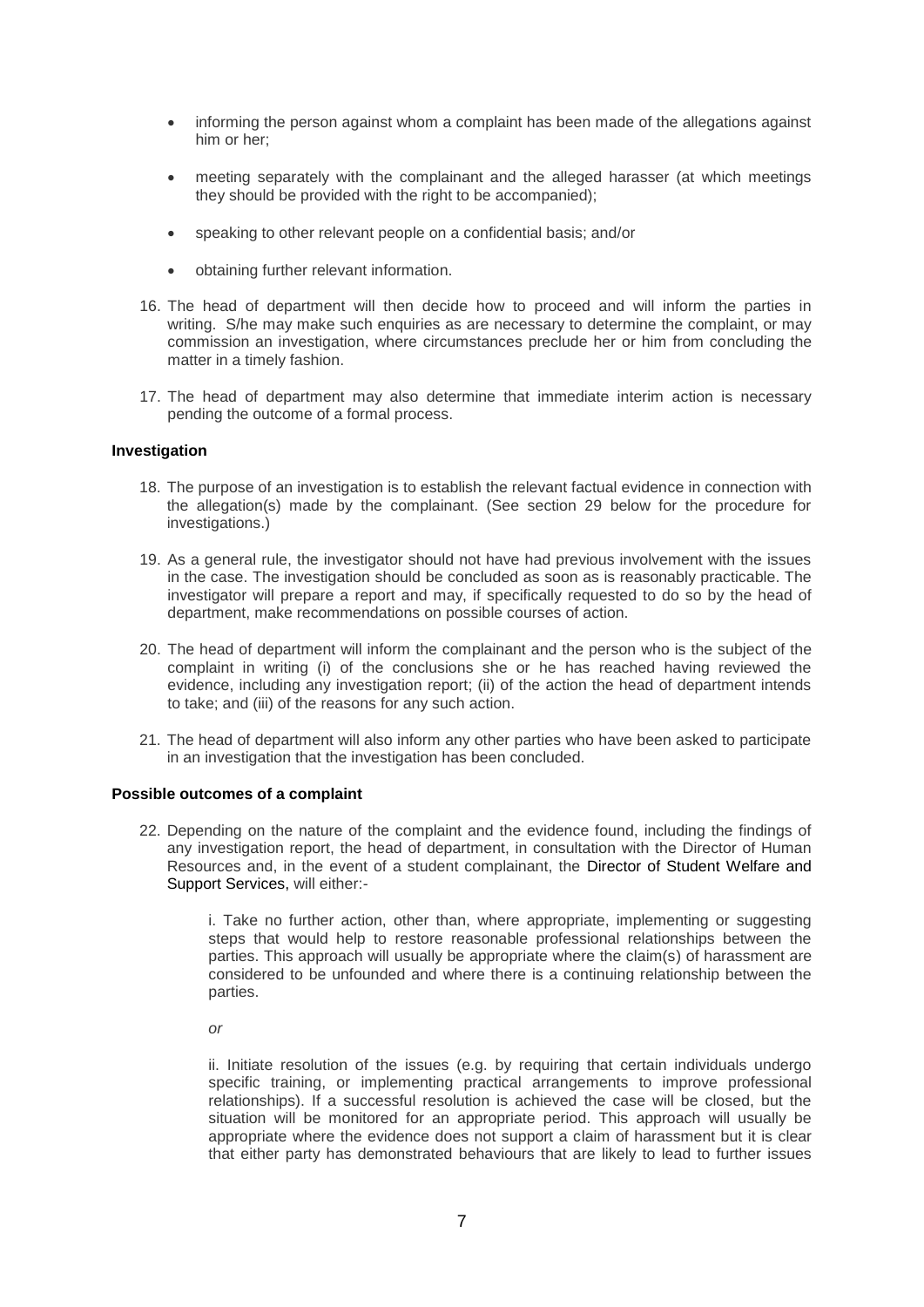- informing the person against whom a complaint has been made of the allegations against him or her;
- meeting separately with the complainant and the alleged harasser (at which meetings they should be provided with the right to be accompanied);
- speaking to other relevant people on a confidential basis; and/or
- obtaining further relevant information.

16. The head of department will then decide how to proceed and will inform the parties in writing. S/he may make such enquiries as are necessary to determine the complaint, or may commission an investigation, where circumstances preclude her or him from concluding the matter in a timely fashion.

17. The head of department may also determine that immediate interim action is necessary pending the outcome of a formal process.

**Investigation**

18. The purpose of an investigation is to establish the relevant factual evidence in connection with the allegation(s) made by the complainant. (See section 29 below for the procedure for investigations.)

19. As a general rule, the investigator should not have had previous involvement with the issues in the case. The investigation should be concluded as soon as is reasonably practicable. The investigator will prepare a report and may, if specifically requested to do so by the head of department, make recommendations on possible courses of action.

20. The head of department will inform the complainant and the person who is the subject of the complaint in writing (i) of the conclusions she or he has reached having reviewed the evidence, including any investigation report; (ii) of the action the head of department intends to take; and (iii) of the reasons for any such action.

21. The head of department will also inform any other parties who have been asked to participate in an investigation that the investigation has been concluded.

**Possible outcomes of a complaint**

22. Depending on the nature of the complaint and the evidence found, including the findings of any investigation report, the head of department, in consultation with the Director of Human Resources and, in the event of a student complainant, the Director of Student Welfare and Support Services, will either:-

    i. Take no further action, other than, where appropriate, implementing or suggesting steps that would help to restore reasonable professional relationships between the parties. This approach will usually be appropriate where the claim(s) of harassment are considered to be unfounded and where there is a continuing relationship between the parties.

    *or*

    ii. Initiate resolution of the issues (e.g. by requiring that certain individuals undergo specific training, or implementing practical arrangements to improve professional relationships). If a successful resolution is achieved the case will be closed, but the situation will be monitored for an appropriate period. This approach will usually be appropriate where the evidence does not support a claim of harassment but it is clear that either party has demonstrated behaviours that are likely to lead to further issues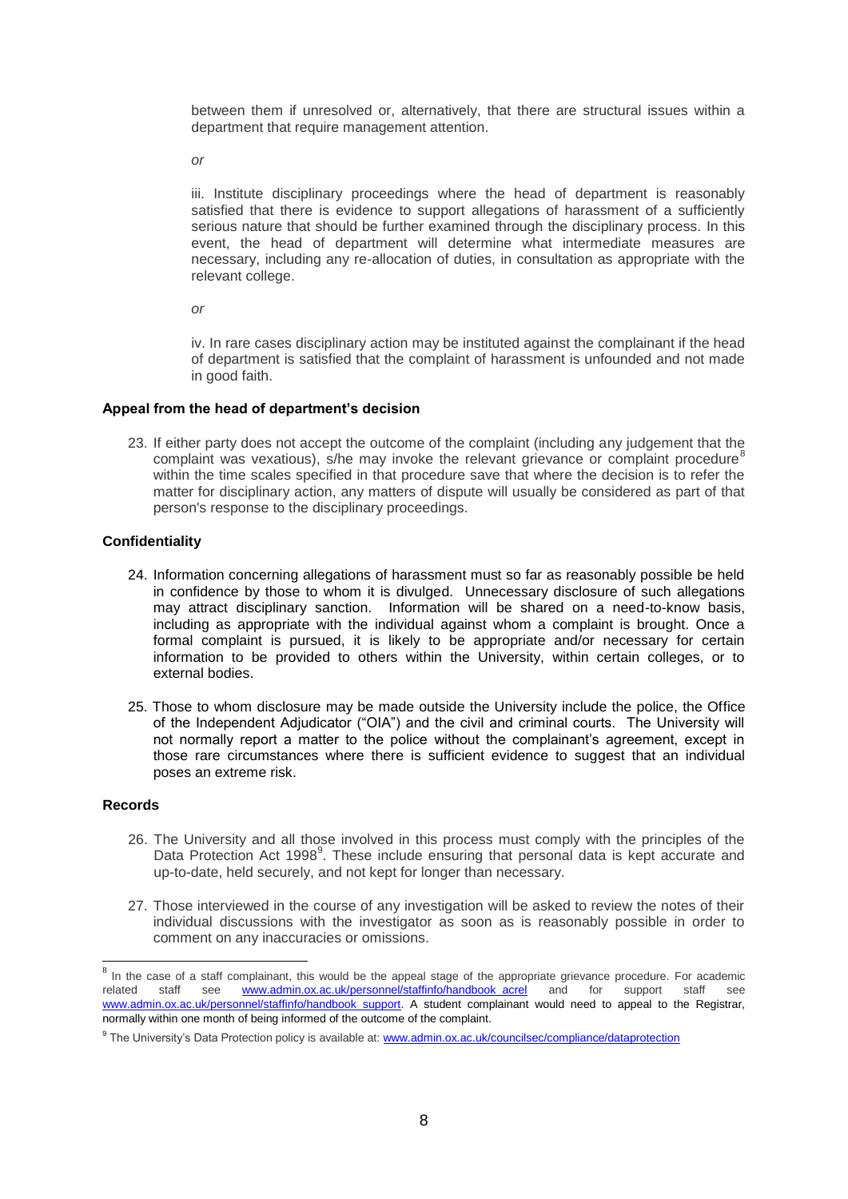between them if unresolved or, alternatively, that there are structural issues within a department that require management attention.

*or*

iii. Institute disciplinary proceedings where the head of department is reasonably satisfied that there is evidence to support allegations of harassment of a sufficiently serious nature that should be further examined through the disciplinary process. In this event, the head of department will determine what intermediate measures are necessary, including any re-allocation of duties, in consultation as appropriate with the relevant college.

*or*

iv. In rare cases disciplinary action may be instituted against the complainant if the head of department is satisfied that the complaint of harassment is unfounded and not made in good faith.

**Appeal from the head of department's decision**

23. If either party does not accept the outcome of the complaint (including any judgement that the complaint was vexatious), s/he may invoke the relevant grievance or complaint procedure[8] within the time scales specified in that procedure save that where the decision is to refer the matter for disciplinary action, any matters of dispute will usually be considered as part of that person's response to the disciplinary proceedings.

**Confidentiality**

24. Information concerning allegations of harassment must so far as reasonably possible be held in confidence by those to whom it is divulged. Unnecessary disclosure of such allegations may attract disciplinary sanction. Information will be shared on a need-to-know basis, including as appropriate with the individual against whom a complaint is brought. Once a formal complaint is pursued, it is likely to be appropriate and/or necessary for certain information to be provided to others within the University, within certain colleges, or to external bodies.

25. Those to whom disclosure may be made outside the University include the police, the Office of the Independent Adjudicator ("OIA") and the civil and criminal courts. The University will not normally report a matter to the police without the complainant's agreement, except in those rare circumstances where there is sufficient evidence to suggest that an individual poses an extreme risk.

**Records**

26. The University and all those involved in this process must comply with the principles of the Data Protection Act 1998[9]. These include ensuring that personal data is kept accurate and up-to-date, held securely, and not kept for longer than necessary.

27. Those interviewed in the course of any investigation will be asked to review the notes of their individual discussions with the investigator as soon as is reasonably possible in order to comment on any inaccuracies or omissions.

---

[8] In the case of a staff complainant, this would be the appeal stage of the appropriate grievance procedure. For academic related staff see www.admin.ox.ac.uk/personnel/staffinfo/handbook_acrel and for support staff see www.admin.ox.ac.uk/personnel/staffinfo/handbook_support. A student complainant would need to appeal to the Registrar, normally within one month of being informed of the outcome of the complaint.

[9] The University's Data Protection policy is available at: www.admin.ox.ac.uk/councilsec/compliance/dataprotection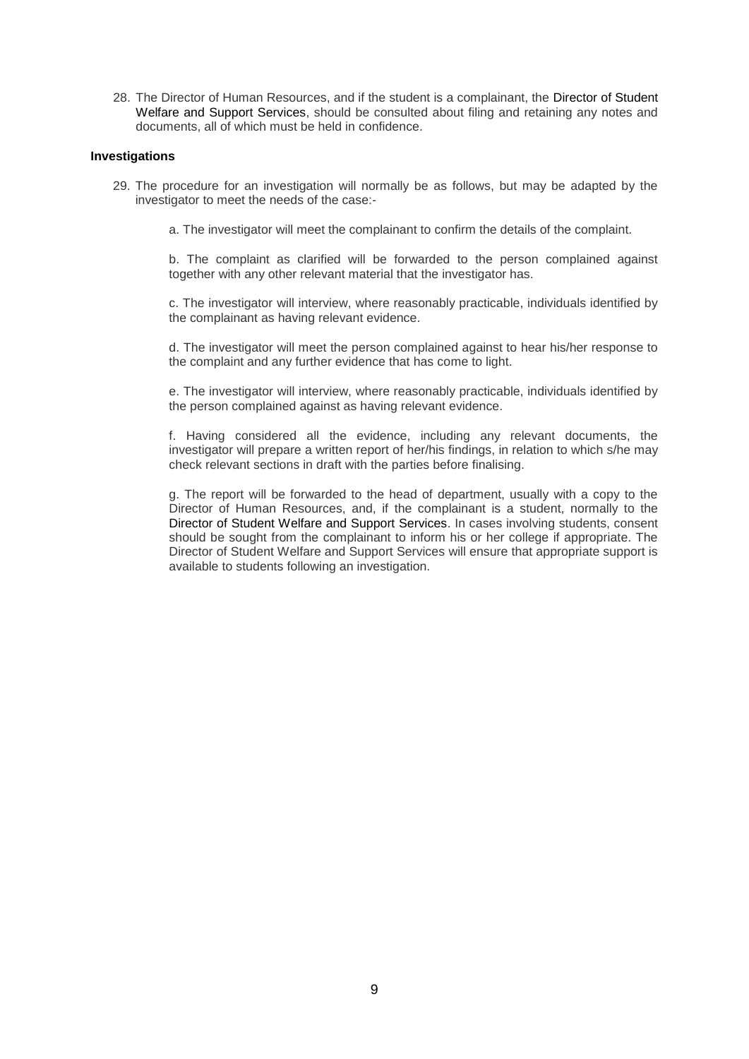28. The Director of Human Resources, and if the student is a complainant, the Director of Student Welfare and Support Services, should be consulted about filing and retaining any notes and documents, all of which must be held in confidence.

**Investigations**

29. The procedure for an investigation will normally be as follows, but may be adapted by the investigator to meet the needs of the case:-

    a. The investigator will meet the complainant to confirm the details of the complaint.

    b. The complaint as clarified will be forwarded to the person complained against together with any other relevant material that the investigator has.

    c. The investigator will interview, where reasonably practicable, individuals identified by the complainant as having relevant evidence.

    d. The investigator will meet the person complained against to hear his/her response to the complaint and any further evidence that has come to light.

    e. The investigator will interview, where reasonably practicable, individuals identified by the person complained against as having relevant evidence.

    f. Having considered all the evidence, including any relevant documents, the investigator will prepare a written report of her/his findings, in relation to which s/he may check relevant sections in draft with the parties before finalising.

    g. The report will be forwarded to the head of department, usually with a copy to the Director of Human Resources, and, if the complainant is a student, normally to the Director of Student Welfare and Support Services. In cases involving students, consent should be sought from the complainant to inform his or her college if appropriate. The Director of Student Welfare and Support Services will ensure that appropriate support is available to students following an investigation.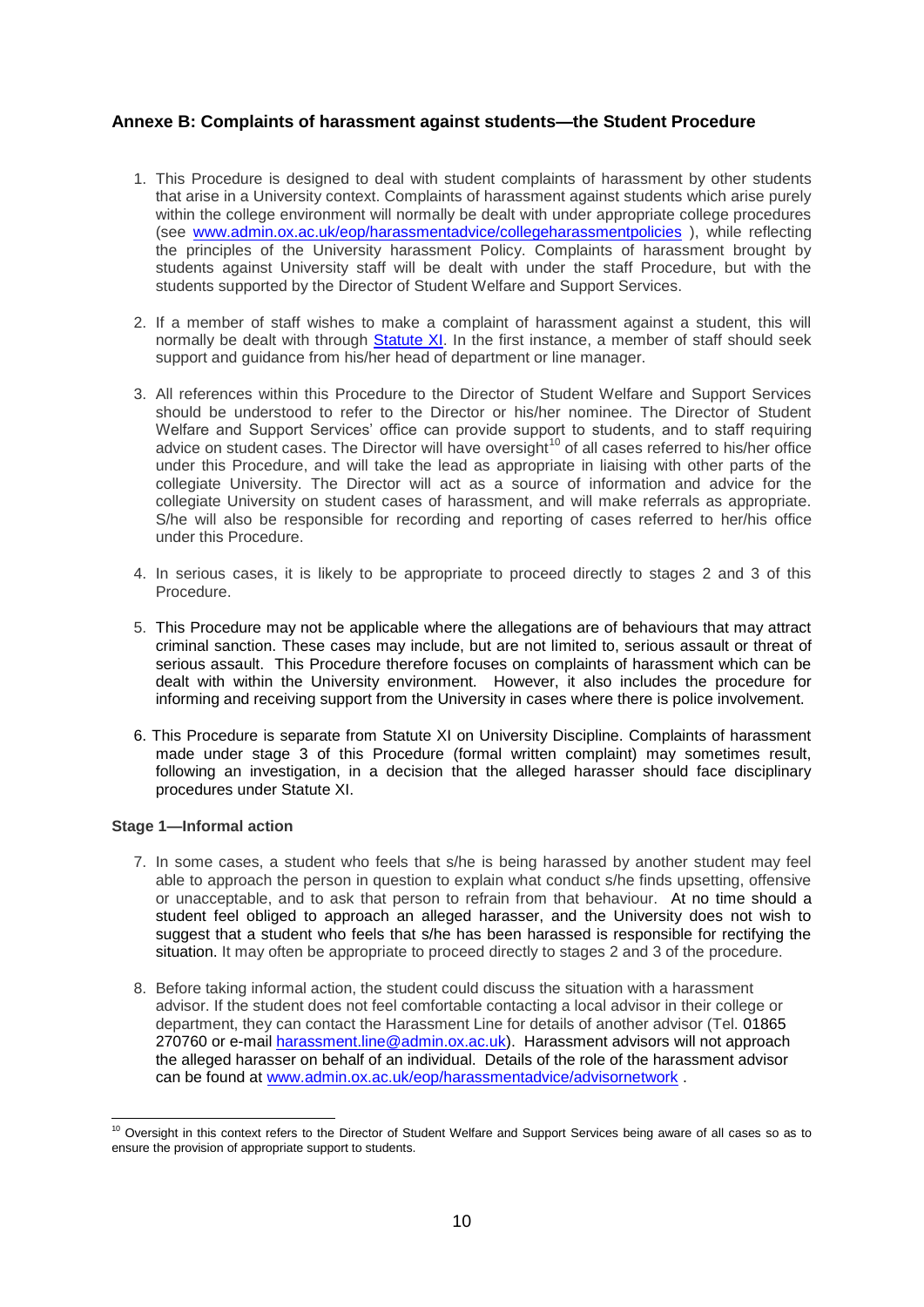## Annexe B: Complaints of harassment against students—the Student Procedure

1. This Procedure is designed to deal with student complaints of harassment by other students that arise in a University context. Complaints of harassment against students which arise purely within the college environment will normally be dealt with under appropriate college procedures (see [www.admin.ox.ac.uk/eop/harassmentadvice/collegeharassmentpolicies](www.admin.ox.ac.uk/eop/harassmentadvice/collegeharassmentpolicies) ), while reflecting the principles of the University harassment Policy. Complaints of harassment brought by students against University staff will be dealt with under the staff Procedure, but with the students supported by the Director of Student Welfare and Support Services.

2. If a member of staff wishes to make a complaint of harassment against a student, this will normally be dealt with through Statute XI. In the first instance, a member of staff should seek support and guidance from his/her head of department or line manager.

3. All references within this Procedure to the Director of Student Welfare and Support Services should be understood to refer to the Director or his/her nominee. The Director of Student Welfare and Support Services' office can provide support to students, and to staff requiring advice on student cases. The Director will have oversight[10] of all cases referred to his/her office under this Procedure, and will take the lead as appropriate in liaising with other parts of the collegiate University. The Director will act as a source of information and advice for the collegiate University on student cases of harassment, and will make referrals as appropriate. S/he will also be responsible for recording and reporting of cases referred to her/his office under this Procedure.

4. In serious cases, it is likely to be appropriate to proceed directly to stages 2 and 3 of this Procedure.

5. This Procedure may not be applicable where the allegations are of behaviours that may attract criminal sanction. These cases may include, but are not limited to, serious assault or threat of serious assault. This Procedure therefore focuses on complaints of harassment which can be dealt with within the University environment. However, it also includes the procedure for informing and receiving support from the University in cases where there is police involvement.

6. This Procedure is separate from Statute XI on University Discipline. Complaints of harassment made under stage 3 of this Procedure (formal written complaint) may sometimes result, following an investigation, in a decision that the alleged harasser should face disciplinary procedures under Statute XI.

### Stage 1—Informal action

7. In some cases, a student who feels that s/he is being harassed by another student may feel able to approach the person in question to explain what conduct s/he finds upsetting, offensive or unacceptable, and to ask that person to refrain from that behaviour. At no time should a student feel obliged to approach an alleged harasser, and the University does not wish to suggest that a student who feels that s/he has been harassed is responsible for rectifying the situation. It may often be appropriate to proceed directly to stages 2 and 3 of the procedure.

8. Before taking informal action, the student could discuss the situation with a harassment advisor. If the student does not feel comfortable contacting a local advisor in their college or department, they can contact the Harassment Line for details of another advisor (Tel. 01865 270760 or e-mail [harassment.line@admin.ox.ac.uk](mailto:harassment.line@admin.ox.ac.uk)). Harassment advisors will not approach the alleged harasser on behalf of an individual. Details of the role of the harassment advisor can be found at [www.admin.ox.ac.uk/eop/harassmentadvice/advisornetwork](www.admin.ox.ac.uk/eop/harassmentadvice/advisornetwork) .

---

[10] Oversight in this context refers to the Director of Student Welfare and Support Services being aware of all cases so as to ensure the provision of appropriate support to students.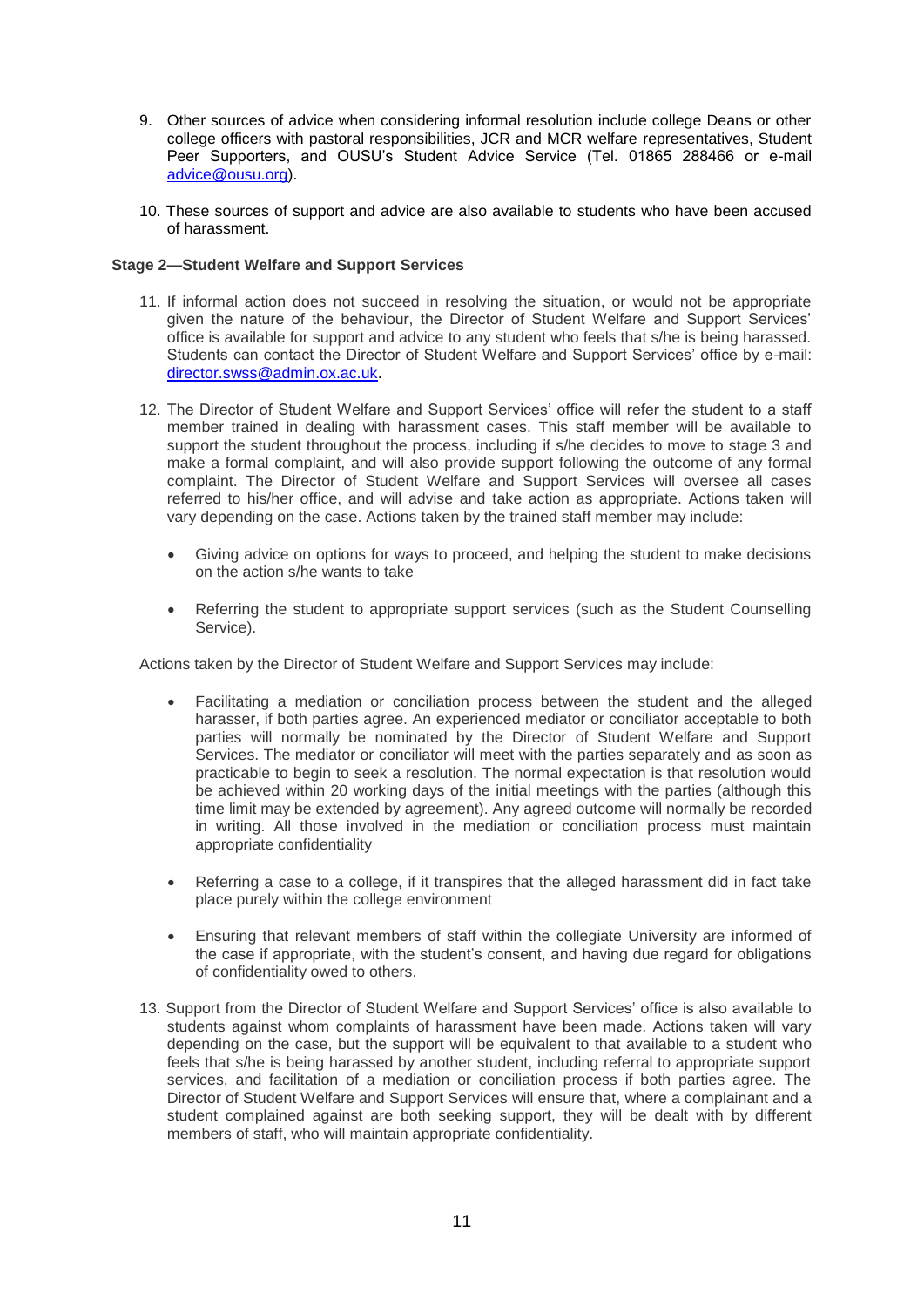9. Other sources of advice when considering informal resolution include college Deans or other college officers with pastoral responsibilities, JCR and MCR welfare representatives, Student Peer Supporters, and OUSU's Student Advice Service (Tel. 01865 288466 or e-mail advice@ousu.org).

10. These sources of support and advice are also available to students who have been accused of harassment.

**Stage 2—Student Welfare and Support Services**

11. If informal action does not succeed in resolving the situation, or would not be appropriate given the nature of the behaviour, the Director of Student Welfare and Support Services' office is available for support and advice to any student who feels that s/he is being harassed. Students can contact the Director of Student Welfare and Support Services' office by e-mail: director.swss@admin.ox.ac.uk.

12. The Director of Student Welfare and Support Services' office will refer the student to a staff member trained in dealing with harassment cases. This staff member will be available to support the student throughout the process, including if s/he decides to move to stage 3 and make a formal complaint, and will also provide support following the outcome of any formal complaint. The Director of Student Welfare and Support Services will oversee all cases referred to his/her office, and will advise and take action as appropriate. Actions taken will vary depending on the case. Actions taken by the trained staff member may include:

    - Giving advice on options for ways to proceed, and helping the student to make decisions on the action s/he wants to take
    - Referring the student to appropriate support services (such as the Student Counselling Service).

    Actions taken by the Director of Student Welfare and Support Services may include:

    - Facilitating a mediation or conciliation process between the student and the alleged harasser, if both parties agree. An experienced mediator or conciliator acceptable to both parties will normally be nominated by the Director of Student Welfare and Support Services. The mediator or conciliator will meet with the parties separately and as soon as practicable to begin to seek a resolution. The normal expectation is that resolution would be achieved within 20 working days of the initial meetings with the parties (although this time limit may be extended by agreement). Any agreed outcome will normally be recorded in writing. All those involved in the mediation or conciliation process must maintain appropriate confidentiality
    - Referring a case to a college, if it transpires that the alleged harassment did in fact take place purely within the college environment
    - Ensuring that relevant members of staff within the collegiate University are informed of the case if appropriate, with the student's consent, and having due regard for obligations of confidentiality owed to others.

13. Support from the Director of Student Welfare and Support Services' office is also available to students against whom complaints of harassment have been made. Actions taken will vary depending on the case, but the support will be equivalent to that available to a student who feels that s/he is being harassed by another student, including referral to appropriate support services, and facilitation of a mediation or conciliation process if both parties agree. The Director of Student Welfare and Support Services will ensure that, where a complainant and a student complained against are both seeking support, they will be dealt with by different members of staff, who will maintain appropriate confidentiality.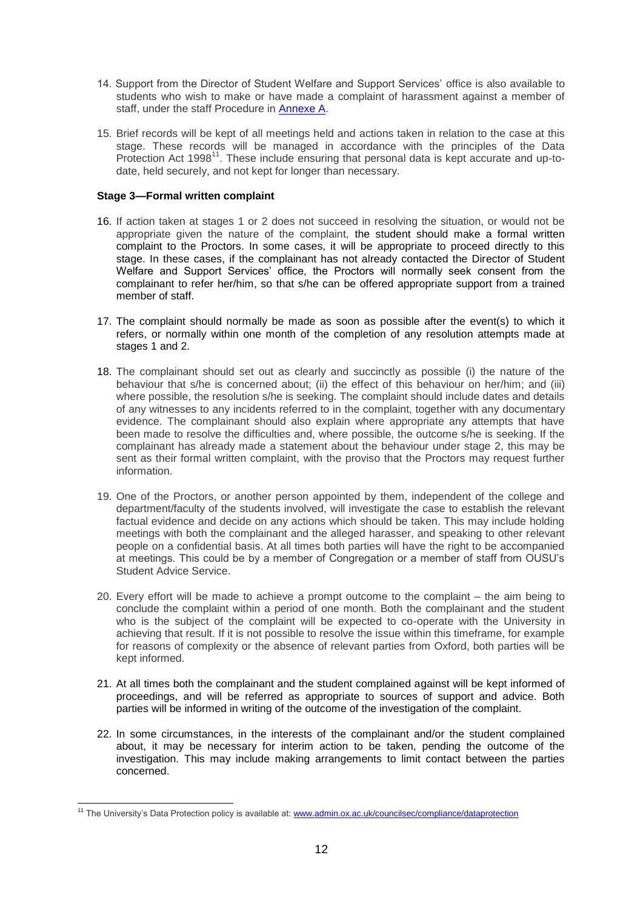14. Support from the Director of Student Welfare and Support Services' office is also available to students who wish to make or have made a complaint of harassment against a member of staff, under the staff Procedure in Annexe A.

15. Brief records will be kept of all meetings held and actions taken in relation to the case at this stage. These records will be managed in accordance with the principles of the Data Protection Act 1998[11]. These include ensuring that personal data is kept accurate and up-to-date, held securely, and not kept for longer than necessary.

**Stage 3—Formal written complaint**

16. If action taken at stages 1 or 2 does not succeed in resolving the situation, or would not be appropriate given the nature of the complaint, the student should make a formal written complaint to the Proctors. In some cases, it will be appropriate to proceed directly to this stage. In these cases, if the complainant has not already contacted the Director of Student Welfare and Support Services' office, the Proctors will normally seek consent from the complainant to refer her/him, so that s/he can be offered appropriate support from a trained member of staff.

17. The complaint should normally be made as soon as possible after the event(s) to which it refers, or normally within one month of the completion of any resolution attempts made at stages 1 and 2.

18. The complainant should set out as clearly and succinctly as possible (i) the nature of the behaviour that s/he is concerned about; (ii) the effect of this behaviour on her/him; and (iii) where possible, the resolution s/he is seeking. The complaint should include dates and details of any witnesses to any incidents referred to in the complaint, together with any documentary evidence. The complainant should also explain where appropriate any attempts that have been made to resolve the difficulties and, where possible, the outcome s/he is seeking. If the complainant has already made a statement about the behaviour under stage 2, this may be sent as their formal written complaint, with the proviso that the Proctors may request further information.

19. One of the Proctors, or another person appointed by them, independent of the college and department/faculty of the students involved, will investigate the case to establish the relevant factual evidence and decide on any actions which should be taken. This may include holding meetings with both the complainant and the alleged harasser, and speaking to other relevant people on a confidential basis. At all times both parties will have the right to be accompanied at meetings. This could be by a member of Congregation or a member of staff from OUSU's Student Advice Service.

20. Every effort will be made to achieve a prompt outcome to the complaint – the aim being to conclude the complaint within a period of one month. Both the complainant and the student who is the subject of the complaint will be expected to co-operate with the University in achieving that result. If it is not possible to resolve the issue within this timeframe, for example for reasons of complexity or the absence of relevant parties from Oxford, both parties will be kept informed.

21. At all times both the complainant and the student complained against will be kept informed of proceedings, and will be referred as appropriate to sources of support and advice. Both parties will be informed in writing of the outcome of the investigation of the complaint.

22. In some circumstances, in the interests of the complainant and/or the student complained about, it may be necessary for interim action to be taken, pending the outcome of the investigation. This may include making arrangements to limit contact between the parties concerned.

---

[11] The University's Data Protection policy is available at: www.admin.ox.ac.uk/councilsec/compliance/dataprotection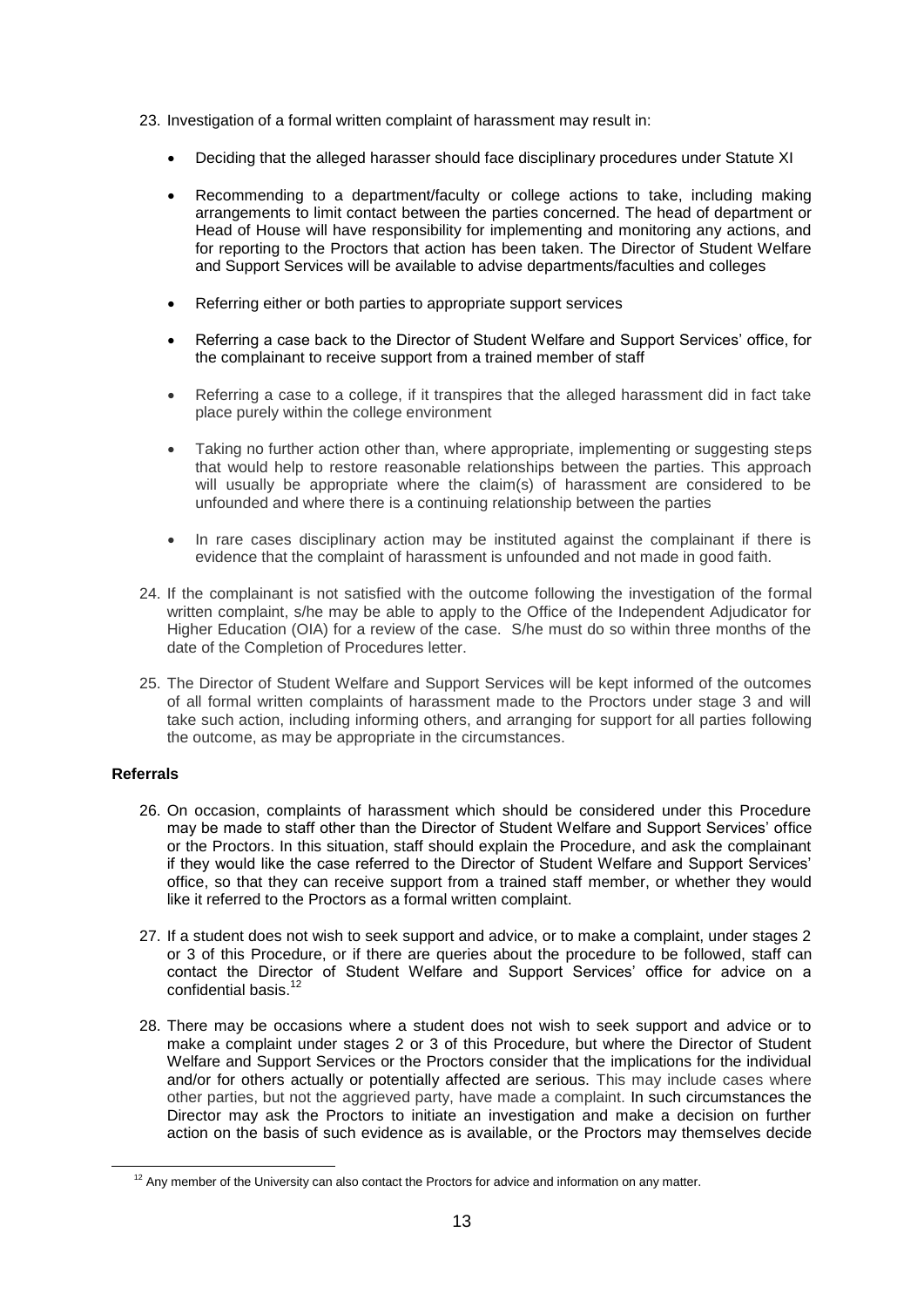23. Investigation of a formal written complaint of harassment may result in:

    - Deciding that the alleged harasser should face disciplinary procedures under Statute XI
    - Recommending to a department/faculty or college actions to take, including making arrangements to limit contact between the parties concerned. The head of department or Head of House will have responsibility for implementing and monitoring any actions, and for reporting to the Proctors that action has been taken. The Director of Student Welfare and Support Services will be available to advise departments/faculties and colleges
    - Referring either or both parties to appropriate support services
    - Referring a case back to the Director of Student Welfare and Support Services' office, for the complainant to receive support from a trained member of staff
    - Referring a case to a college, if it transpires that the alleged harassment did in fact take place purely within the college environment
    - Taking no further action other than, where appropriate, implementing or suggesting steps that would help to restore reasonable relationships between the parties. This approach will usually be appropriate where the claim(s) of harassment are considered to be unfounded and where there is a continuing relationship between the parties
    - In rare cases disciplinary action may be instituted against the complainant if there is evidence that the complaint of harassment is unfounded and not made in good faith.

24. If the complainant is not satisfied with the outcome following the investigation of the formal written complaint, s/he may be able to apply to the Office of the Independent Adjudicator for Higher Education (OIA) for a review of the case. S/he must do so within three months of the date of the Completion of Procedures letter.

25. The Director of Student Welfare and Support Services will be kept informed of the outcomes of all formal written complaints of harassment made to the Proctors under stage 3 and will take such action, including informing others, and arranging for support for all parties following the outcome, as may be appropriate in the circumstances.

**Referrals**

26. On occasion, complaints of harassment which should be considered under this Procedure may be made to staff other than the Director of Student Welfare and Support Services' office or the Proctors. In this situation, staff should explain the Procedure, and ask the complainant if they would like the case referred to the Director of Student Welfare and Support Services' office, so that they can receive support from a trained staff member, or whether they would like it referred to the Proctors as a formal written complaint.

27. If a student does not wish to seek support and advice, or to make a complaint, under stages 2 or 3 of this Procedure, or if there are queries about the procedure to be followed, staff can contact the Director of Student Welfare and Support Services' office for advice on a confidential basis.[12]

28. There may be occasions where a student does not wish to seek support and advice or to make a complaint under stages 2 or 3 of this Procedure, but where the Director of Student Welfare and Support Services or the Proctors consider that the implications for the individual and/or for others actually or potentially affected are serious. This may include cases where other parties, but not the aggrieved party, have made a complaint. In such circumstances the Director may ask the Proctors to initiate an investigation and make a decision on further action on the basis of such evidence as is available, or the Proctors may themselves decide

[12] Any member of the University can also contact the Proctors for advice and information on any matter.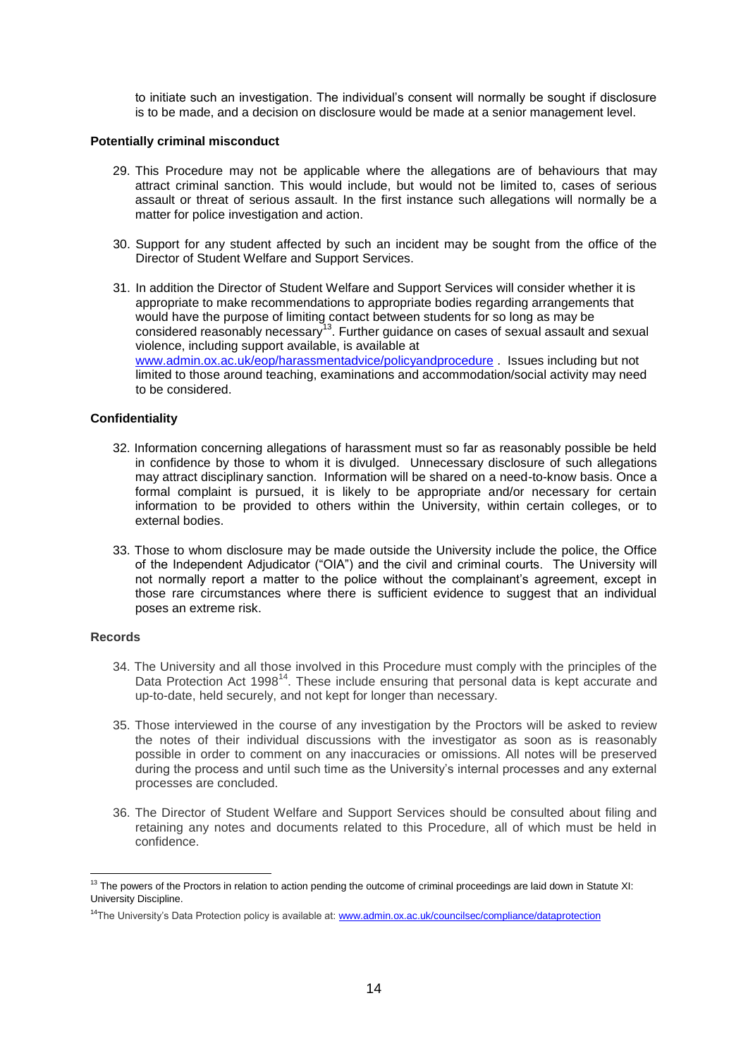to initiate such an investigation. The individual's consent will normally be sought if disclosure is to be made, and a decision on disclosure would be made at a senior management level.

**Potentially criminal misconduct**

29. This Procedure may not be applicable where the allegations are of behaviours that may attract criminal sanction. This would include, but would not be limited to, cases of serious assault or threat of serious assault. In the first instance such allegations will normally be a matter for police investigation and action.

30. Support for any student affected by such an incident may be sought from the office of the Director of Student Welfare and Support Services.

31. In addition the Director of Student Welfare and Support Services will consider whether it is appropriate to make recommendations to appropriate bodies regarding arrangements that would have the purpose of limiting contact between students for so long as may be considered reasonably necessary[13]. Further guidance on cases of sexual assault and sexual violence, including support available, is available at www.admin.ox.ac.uk/eop/harassmentadvice/policyandprocedure . Issues including but not limited to those around teaching, examinations and accommodation/social activity may need to be considered.

**Confidentiality**

32. Information concerning allegations of harassment must so far as reasonably possible be held in confidence by those to whom it is divulged. Unnecessary disclosure of such allegations may attract disciplinary sanction. Information will be shared on a need-to-know basis. Once a formal complaint is pursued, it is likely to be appropriate and/or necessary for certain information to be provided to others within the University, within certain colleges, or to external bodies.

33. Those to whom disclosure may be made outside the University include the police, the Office of the Independent Adjudicator ("OIA") and the civil and criminal courts. The University will not normally report a matter to the police without the complainant's agreement, except in those rare circumstances where there is sufficient evidence to suggest that an individual poses an extreme risk.

**Records**

34. The University and all those involved in this Procedure must comply with the principles of the Data Protection Act 1998[14]. These include ensuring that personal data is kept accurate and up-to-date, held securely, and not kept for longer than necessary.

35. Those interviewed in the course of any investigation by the Proctors will be asked to review the notes of their individual discussions with the investigator as soon as is reasonably possible in order to comment on any inaccuracies or omissions. All notes will be preserved during the process and until such time as the University's internal processes and any external processes are concluded.

36. The Director of Student Welfare and Support Services should be consulted about filing and retaining any notes and documents related to this Procedure, all of which must be held in confidence.

---

[13] The powers of the Proctors in relation to action pending the outcome of criminal proceedings are laid down in Statute XI: University Discipline.

[14] The University's Data Protection policy is available at: www.admin.ox.ac.uk/councilsec/compliance/dataprotection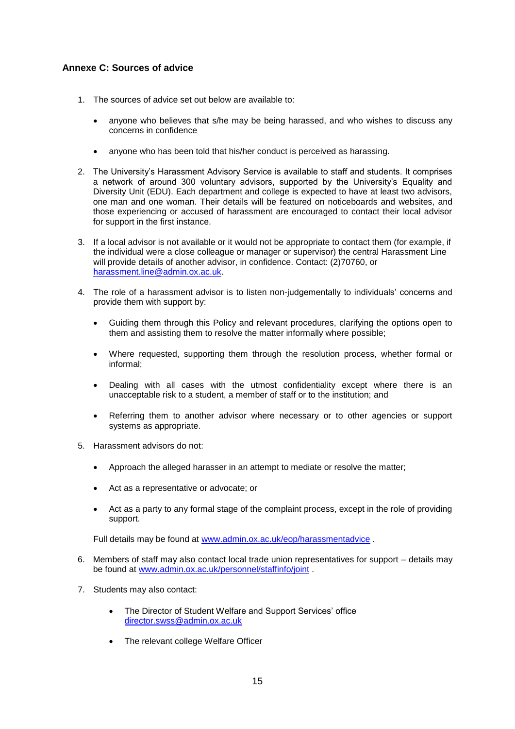## Annexe C: Sources of advice

1. The sources of advice set out below are available to:

   - anyone who believes that s/he may be being harassed, and who wishes to discuss any concerns in confidence

   - anyone who has been told that his/her conduct is perceived as harassing.

2. The University's Harassment Advisory Service is available to staff and students. It comprises a network of around 300 voluntary advisors, supported by the University's Equality and Diversity Unit (EDU). Each department and college is expected to have at least two advisors, one man and one woman. Their details will be featured on noticeboards and websites, and those experiencing or accused of harassment are encouraged to contact their local advisor for support in the first instance.

3. If a local advisor is not available or it would not be appropriate to contact them (for example, if the individual were a close colleague or manager or supervisor) the central Harassment Line will provide details of another advisor, in confidence. Contact: (2)70760, or [harassment.line@admin.ox.ac.uk](mailto:harassment.line@admin.ox.ac.uk).

4. The role of a harassment advisor is to listen non-judgementally to individuals' concerns and provide them with support by:

   - Guiding them through this Policy and relevant procedures, clarifying the options open to them and assisting them to resolve the matter informally where possible;

   - Where requested, supporting them through the resolution process, whether formal or informal;

   - Dealing with all cases with the utmost confidentiality except where there is an unacceptable risk to a student, a member of staff or to the institution; and

   - Referring them to another advisor where necessary or to other agencies or support systems as appropriate.

5. Harassment advisors do not:

   - Approach the alleged harasser in an attempt to mediate or resolve the matter;

   - Act as a representative or advocate; or

   - Act as a party to any formal stage of the complaint process, except in the role of providing support.

   Full details may be found at [www.admin.ox.ac.uk/eop/harassmentadvice](http://www.admin.ox.ac.uk/eop/harassmentadvice) .

6. Members of staff may also contact local trade union representatives for support – details may be found at [www.admin.ox.ac.uk/personnel/staffinfo/joint](http://www.admin.ox.ac.uk/personnel/staffinfo/joint) .

7. Students may also contact:

   - The Director of Student Welfare and Support Services' office [director.swss@admin.ox.ac.uk](mailto:director.swss@admin.ox.ac.uk)

   - The relevant college Welfare Officer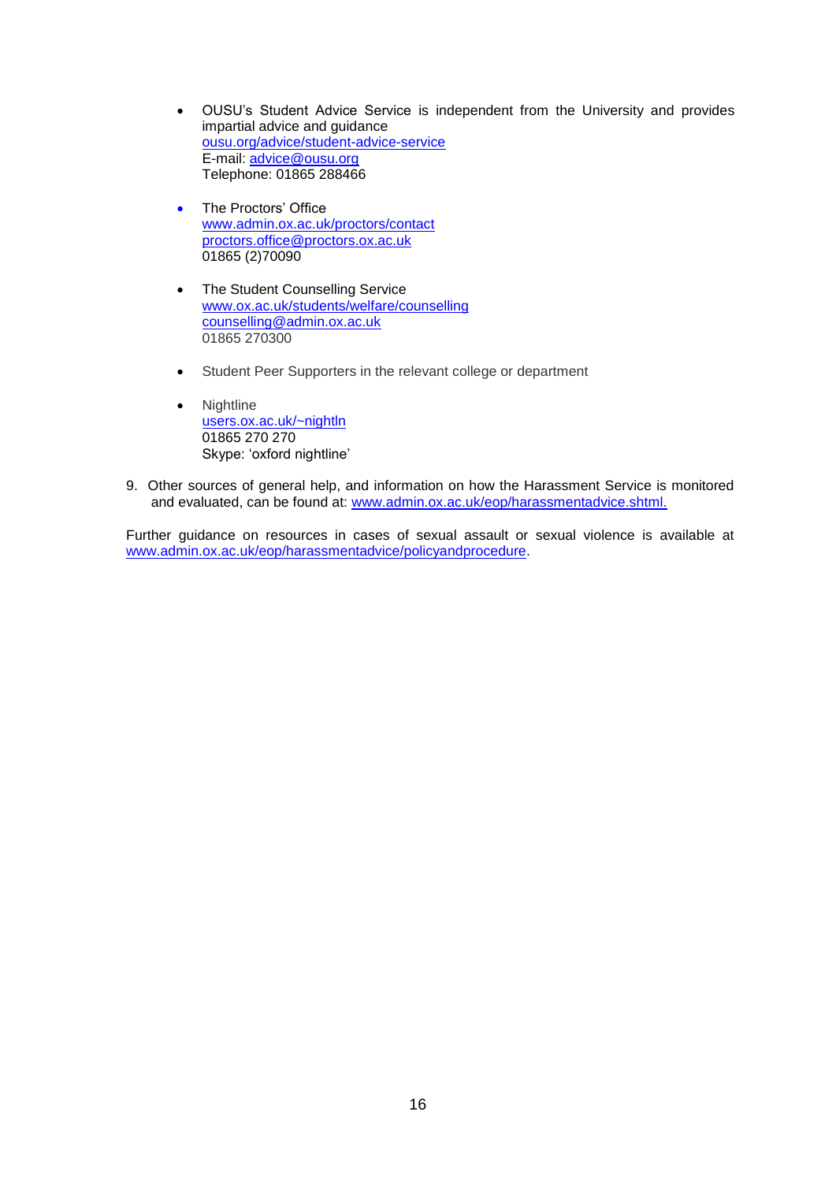- OUSU's Student Advice Service is independent from the University and provides impartial advice and guidance
  ousu.org/advice/student-advice-service
  E-mail: advice@ousu.org
  Telephone: 01865 288466

- The Proctors' Office
  www.admin.ox.ac.uk/proctors/contact
  proctors.office@proctors.ox.ac.uk
  01865 (2)70090

- The Student Counselling Service
  www.ox.ac.uk/students/welfare/counselling
  counselling@admin.ox.ac.uk
  01865 270300

- Student Peer Supporters in the relevant college or department

- Nightline
  users.ox.ac.uk/~nightln
  01865 270 270
  Skype: 'oxford nightline'

9. Other sources of general help, and information on how the Harassment Service is monitored and evaluated, can be found at: www.admin.ox.ac.uk/eop/harassmentadvice.shtml.

Further guidance on resources in cases of sexual assault or sexual violence is available at www.admin.ox.ac.uk/eop/harassmentadvice/policyandprocedure.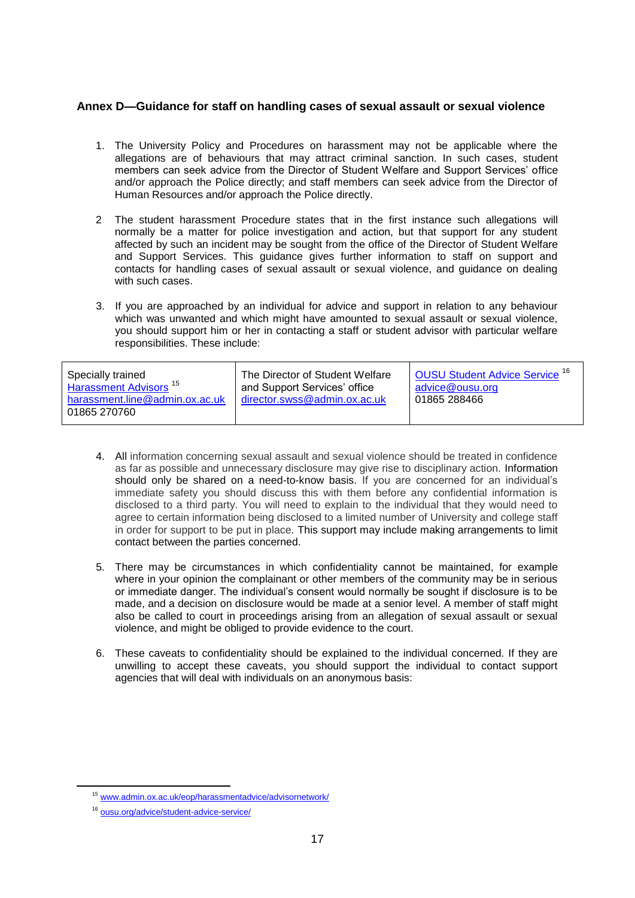## Annex D—Guidance for staff on handling cases of sexual assault or sexual violence

1. The University Policy and Procedures on harassment may not be applicable where the allegations are of behaviours that may attract criminal sanction. In such cases, student members can seek advice from the Director of Student Welfare and Support Services' office and/or approach the Police directly; and staff members can seek advice from the Director of Human Resources and/or approach the Police directly.

2. The student harassment Procedure states that in the first instance such allegations will normally be a matter for police investigation and action, but that support for any student affected by such an incident may be sought from the office of the Director of Student Welfare and Support Services. This guidance gives further information to staff on support and contacts for handling cases of sexual assault or sexual violence, and guidance on dealing with such cases.

3. If you are approached by an individual for advice and support in relation to any behaviour which was unwanted and which might have amounted to sexual assault or sexual violence, you should support him or her in contacting a staff or student advisor with particular welfare responsibilities. These include:

| Specially trained Harassment Advisors [15] harassment.line@admin.ox.ac.uk 01865 270760 | The Director of Student Welfare and Support Services' office director.swss@admin.ox.ac.uk | OUSU Student Advice Service [16] advice@ousu.org 01865 288466 |
|---|---|---|

4. All information concerning sexual assault and sexual violence should be treated in confidence as far as possible and unnecessary disclosure may give rise to disciplinary action. Information should only be shared on a need-to-know basis. If you are concerned for an individual's immediate safety you should discuss this with them before any confidential information is disclosed to a third party. You will need to explain to the individual that they would need to agree to certain information being disclosed to a limited number of University and college staff in order for support to be put in place. This support may include making arrangements to limit contact between the parties concerned.

5. There may be circumstances in which confidentiality cannot be maintained, for example where in your opinion the complainant or other members of the community may be in serious or immediate danger. The individual's consent would normally be sought if disclosure is to be made, and a decision on disclosure would be made at a senior level. A member of staff might also be called to court in proceedings arising from an allegation of sexual assault or sexual violence, and might be obliged to provide evidence to the court.

6. These caveats to confidentiality should be explained to the individual concerned. If they are unwilling to accept these caveats, you should support the individual to contact support agencies that will deal with individuals on an anonymous basis:

---

[15] www.admin.ox.ac.uk/eop/harassmentadvice/advisornetwork/

[16] ousu.org/advice/student-advice-service/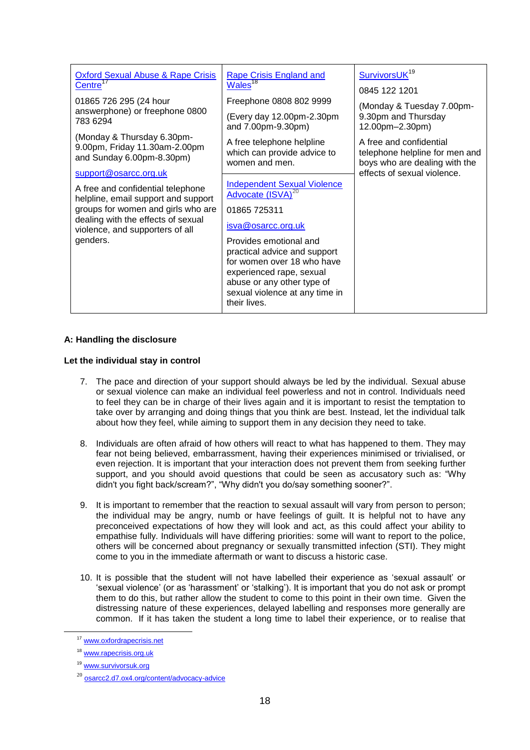| Oxford Sexual Abuse & Rape Crisis Centre[17] | Rape Crisis England and Wales[18] | SurvivorsUK[19] |
|---|---|---|
| 01865 726 295 (24 hour answerphone) or freephone 0800 783 6294<br><br>(Monday & Thursday 6.30pm-9.00pm, Friday 11.30am-2.00pm and Sunday 6.00pm-8.30pm)<br><br>support@osarcc.org.uk<br><br>A free and confidential telephone helpline, email support and support groups for women and girls who are dealing with the effects of sexual violence, and supporters of all genders. | Freephone 0808 802 9999<br><br>(Every day 12.00pm-2.30pm and 7.00pm-9.30pm)<br><br>A free telephone helpline which can provide advice to women and men.<br><br>**Independent Sexual Violence Advocate (ISVA)[20]**<br><br>01865 725311<br><br>isva@osarcc.org.uk<br><br>Provides emotional and practical advice and support for women over 18 who have experienced rape, sexual abuse or any other type of sexual violence at any time in their lives. | 0845 122 1201<br><br>(Monday & Tuesday 7.00pm-9.30pm and Thursday 12.00pm–2.30pm)<br><br>A free and confidential telephone helpline for men and boys who are dealing with the effects of sexual violence. |

**A: Handling the disclosure**

**Let the individual stay in control**

7. The pace and direction of your support should always be led by the individual. Sexual abuse or sexual violence can make an individual feel powerless and not in control. Individuals need to feel they can be in charge of their lives again and it is important to resist the temptation to take over by arranging and doing things that you think are best. Instead, let the individual talk about how they feel, while aiming to support them in any decision they need to take.

8. Individuals are often afraid of how others will react to what has happened to them. They may fear not being believed, embarrassment, having their experiences minimised or trivialised, or even rejection. It is important that your interaction does not prevent them from seeking further support, and you should avoid questions that could be seen as accusatory such as: "Why didn't you fight back/scream?", "Why didn't you do/say something sooner?".

9. It is important to remember that the reaction to sexual assault will vary from person to person; the individual may be angry, numb or have feelings of guilt. It is helpful not to have any preconceived expectations of how they will look and act, as this could affect your ability to empathise fully. Individuals will have differing priorities: some will want to report to the police, others will be concerned about pregnancy or sexually transmitted infection (STI). They might come to you in the immediate aftermath or want to discuss a historic case.

10. It is possible that the student will not have labelled their experience as 'sexual assault' or 'sexual violence' (or as 'harassment' or 'stalking'). It is important that you do not ask or prompt them to do this, but rather allow the student to come to this point in their own time. Given the distressing nature of these experiences, delayed labelling and responses more generally are common. If it has taken the student a long time to label their experience, or to realise that

---

[17] www.oxfordrapecrisis.net

[18] www.rapecrisis.org.uk

[19] www.survivorsuk.org

[20] osarcc2.d7.ox4.org/content/advocacy-advice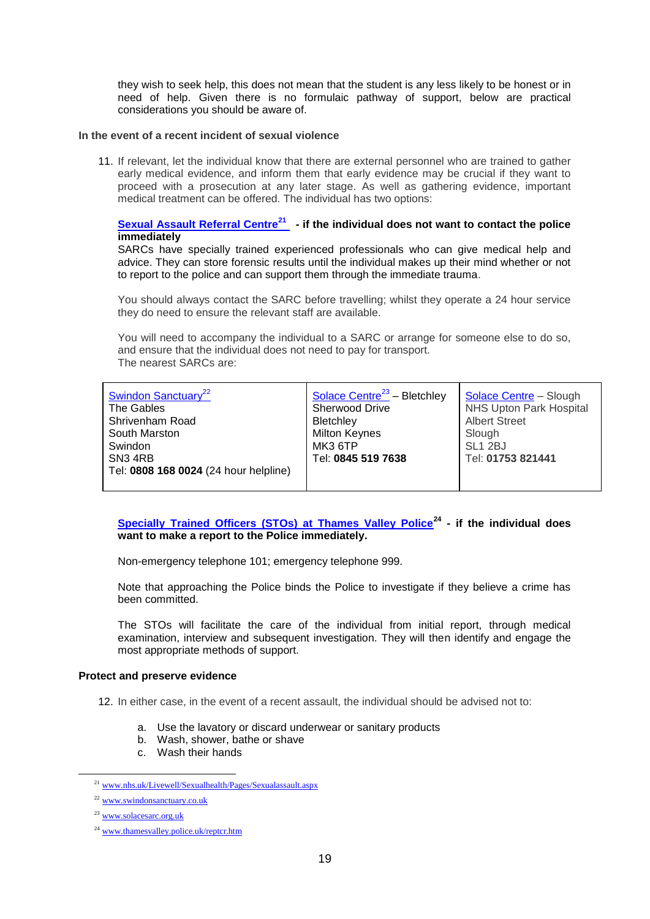they wish to seek help, this does not mean that the student is any less likely to be honest or in need of help. Given there is no formulaic pathway of support, below are practical considerations you should be aware of.

**In the event of a recent incident of sexual violence**

11. If relevant, let the individual know that there are external personnel who are trained to gather early medical evidence, and inform them that early evidence may be crucial if they want to proceed with a prosecution at any later stage. As well as gathering evidence, important medical treatment can be offered. The individual has two options:

**Sexual Assault Referral Centre[21] - if the individual does not want to contact the police immediately**

SARCs have specially trained experienced professionals who can give medical help and advice. They can store forensic results until the individual makes up their mind whether or not to report to the police and can support them through the immediate trauma.

You should always contact the SARC before travelling; whilst they operate a 24 hour service they do need to ensure the relevant staff are available.

You will need to accompany the individual to a SARC or arrange for someone else to do so, and ensure that the individual does not need to pay for transport.
The nearest SARCs are:

| Swindon Sanctuary[22] | Solace Centre[23] – Bletchley | Solace Centre – Slough |
|---|---|---|
| The Gables<br>Shrivenham Road<br>South Marston<br>Swindon<br>SN3 4RB<br>Tel: **0808 168 0024** (24 hour helpline) | Sherwood Drive<br>Bletchley<br>Milton Keynes<br>MK3 6TP<br>Tel: **0845 519 7638** | NHS Upton Park Hospital<br>Albert Street<br>Slough<br>SL1 2BJ<br>Tel: **01753 821441** |

**Specially Trained Officers (STOs) at Thames Valley Police[24] - if the individual does want to make a report to the Police immediately.**

Non-emergency telephone 101; emergency telephone 999.

Note that approaching the Police binds the Police to investigate if they believe a crime has been committed.

The STOs will facilitate the care of the individual from initial report, through medical examination, interview and subsequent investigation. They will then identify and engage the most appropriate methods of support.

**Protect and preserve evidence**

12. In either case, in the event of a recent assault, the individual should be advised not to:

    a. Use the lavatory or discard underwear or sanitary products
    b. Wash, shower, bathe or shave
    c. Wash their hands

---

[21] www.nhs.uk/Livewell/Sexualhealth/Pages/Sexualassault.aspx

[22] www.swindonsanctuary.co.uk

[23] www.solacesarc.org.uk

[24] www.thamesvalley.police.uk/reptcr.htm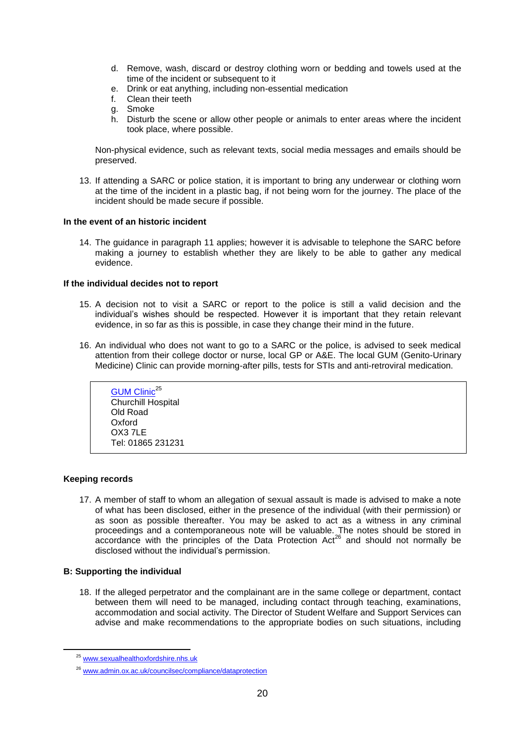d. Remove, wash, discard or destroy clothing worn or bedding and towels used at the time of the incident or subsequent to it
e. Drink or eat anything, including non-essential medication
f. Clean their teeth
g. Smoke
h. Disturb the scene or allow other people or animals to enter areas where the incident took place, where possible.

Non-physical evidence, such as relevant texts, social media messages and emails should be preserved.

13. If attending a SARC or police station, it is important to bring any underwear or clothing worn at the time of the incident in a plastic bag, if not being worn for the journey. The place of the incident should be made secure if possible.

**In the event of an historic incident**

14. The guidance in paragraph 11 applies; however it is advisable to telephone the SARC before making a journey to establish whether they are likely to be able to gather any medical evidence.

**If the individual decides not to report**

15. A decision not to visit a SARC or report to the police is still a valid decision and the individual's wishes should be respected. However it is important that they retain relevant evidence, in so far as this is possible, in case they change their mind in the future.

16. An individual who does not want to go to a SARC or the police, is advised to seek medical attention from their college doctor or nurse, local GP or A&E. The local GUM (Genito-Urinary Medicine) Clinic can provide morning-after pills, tests for STIs and anti-retroviral medication.

> GUM Clinic[25]
> Churchill Hospital
> Old Road
> Oxford
> OX3 7LE
> Tel: 01865 231231

**Keeping records**

17. A member of staff to whom an allegation of sexual assault is made is advised to make a note of what has been disclosed, either in the presence of the individual (with their permission) or as soon as possible thereafter. You may be asked to act as a witness in any criminal proceedings and a contemporaneous note will be valuable. The notes should be stored in accordance with the principles of the Data Protection Act[26] and should not normally be disclosed without the individual's permission.

**B: Supporting the individual**

18. If the alleged perpetrator and the complainant are in the same college or department, contact between them will need to be managed, including contact through teaching, examinations, accommodation and social activity. The Director of Student Welfare and Support Services can advise and make recommendations to the appropriate bodies on such situations, including

---

[25] www.sexualhealthoxfordshire.nhs.uk

[26] www.admin.ox.ac.uk/councilsec/compliance/dataprotection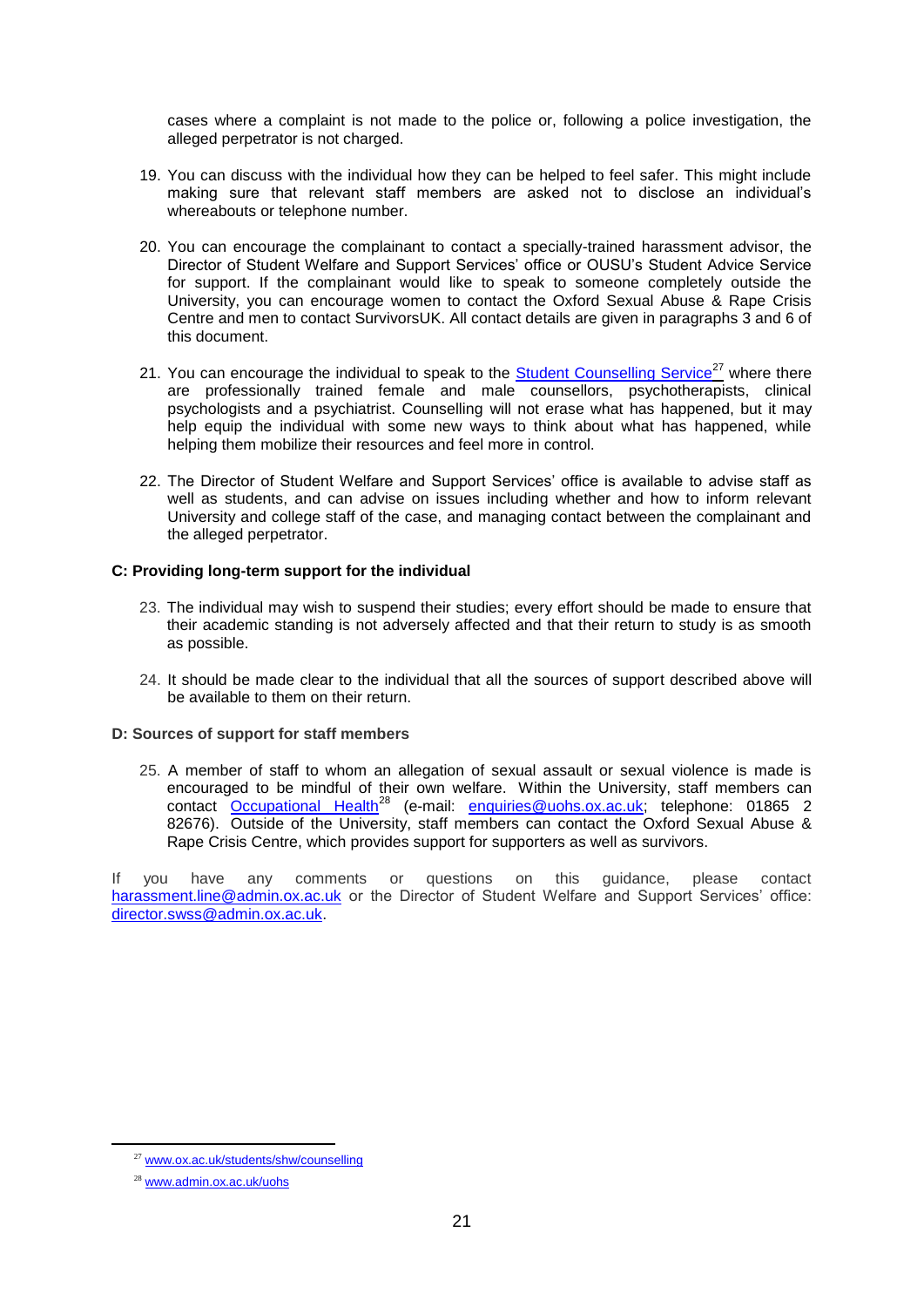cases where a complaint is not made to the police or, following a police investigation, the alleged perpetrator is not charged.

19. You can discuss with the individual how they can be helped to feel safer. This might include making sure that relevant staff members are asked not to disclose an individual's whereabouts or telephone number.

20. You can encourage the complainant to contact a specially-trained harassment advisor, the Director of Student Welfare and Support Services' office or OUSU's Student Advice Service for support. If the complainant would like to speak to someone completely outside the University, you can encourage women to contact the Oxford Sexual Abuse & Rape Crisis Centre and men to contact SurvivorsUK. All contact details are given in paragraphs 3 and 6 of this document.

21. You can encourage the individual to speak to the Student Counselling Service[27] where there are professionally trained female and male counsellors, psychotherapists, clinical psychologists and a psychiatrist. Counselling will not erase what has happened, but it may help equip the individual with some new ways to think about what has happened, while helping them mobilize their resources and feel more in control.

22. The Director of Student Welfare and Support Services' office is available to advise staff as well as students, and can advise on issues including whether and how to inform relevant University and college staff of the case, and managing contact between the complainant and the alleged perpetrator.

### C: Providing long-term support for the individual

23. The individual may wish to suspend their studies; every effort should be made to ensure that their academic standing is not adversely affected and that their return to study is as smooth as possible.

24. It should be made clear to the individual that all the sources of support described above will be available to them on their return.

### D: Sources of support for staff members

25. A member of staff to whom an allegation of sexual assault or sexual violence is made is encouraged to be mindful of their own welfare. Within the University, staff members can contact Occupational Health[28] (e-mail: enquiries@uohs.ox.ac.uk; telephone: 01865 2 82676). Outside of the University, staff members can contact the Oxford Sexual Abuse & Rape Crisis Centre, which provides support for supporters as well as survivors.

If you have any comments or questions on this guidance, please contact harassment.line@admin.ox.ac.uk or the Director of Student Welfare and Support Services' office: director.swss@admin.ox.ac.uk.

---

[27] www.ox.ac.uk/students/shw/counselling

[28] www.admin.ox.ac.uk/uohs